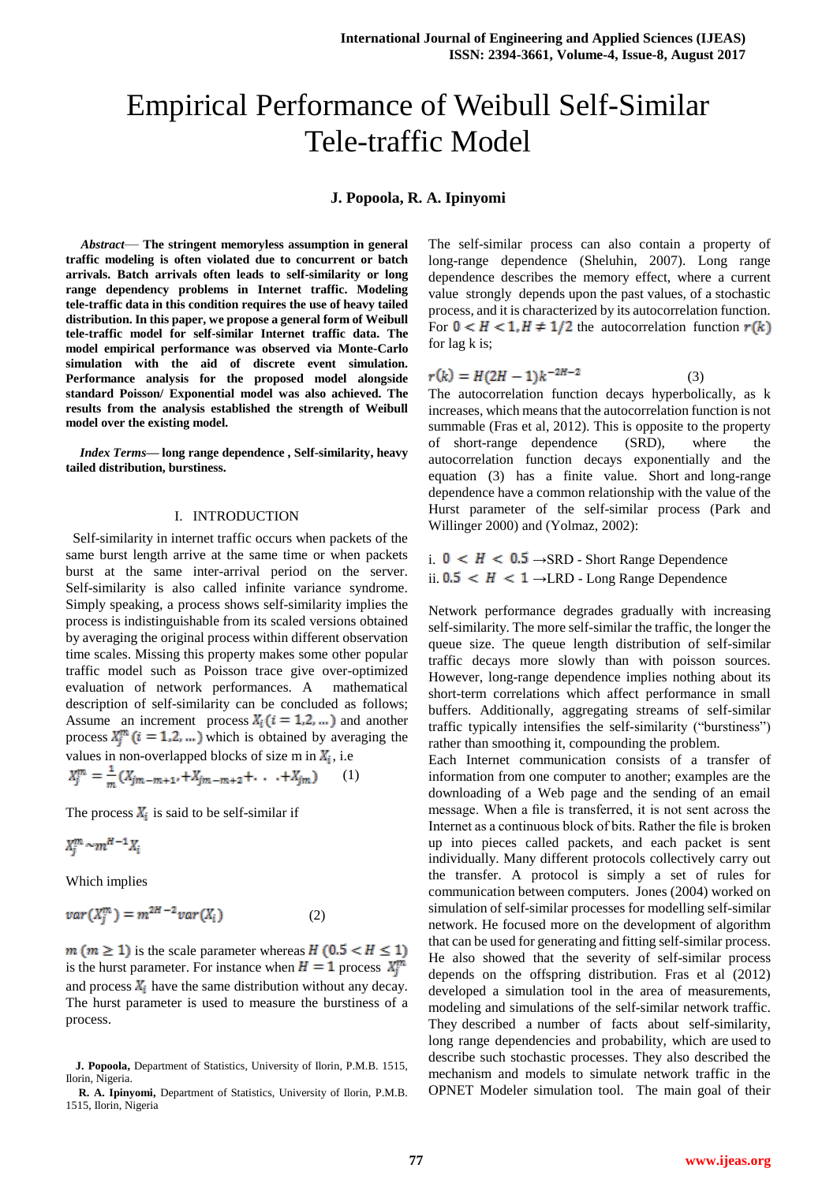# Empirical Performance of Weibull Self-Similar Tele-traffic Model

**J. Popoola, R. A. Ipinyomi**

***Abstract*— The stringent memoryless assumption in general traffic modeling is often violated due to concurrent or batch arrivals. Batch arrivals often leads to self-similarity or long range dependency problems in Internet traffic. Modeling tele-traffic data in this condition requires the use of heavy tailed distribution. In this paper, we propose a general form of Weibull tele-traffic model for self-similar Internet traffic data. The model empirical performance was observed via Monte-Carlo simulation with the aid of discrete event simulation. Performance analysis for the proposed model alongside standard Poisson/ Exponential model was also achieved. The results from the analysis established the strength of Weibull model over the existing model.**

***Index Terms*— long range dependence , Self-similarity, heavy tailed distribution, burstiness.**

## I. INTRODUCTION

Self-similarity in internet traffic occurs when packets of the same burst length arrive at the same time or when packets burst at the same inter-arrival period on the server. Self-similarity is also called infinite variance syndrome. Simply speaking, a process shows self-similarity implies the process is indistinguishable from its scaled versions obtained by averaging the original process within different observation time scales. Missing this property makes some other popular traffic model such as Poisson trace give over-optimized evaluation of network performances. A mathematical description of self-similarity can be concluded as follows; Assume an increment process $X_i\ (i = 1,2,\ldots)$ and another process $X_j^m\ (i = 1,2,\ldots)$ which is obtained by averaging the values in non-overlapped blocks of size m in $X_i$, i.e

$$X_j^m = \frac{1}{m}\left(X_{jm-m+1}, +X_{jm-m+2} + \ldots +X_{jm}\right) \qquad (1)$$

The process $X_i$ is said to be self-similar if

$$X_j^m \sim m^{H-1} X_i$$

Which implies

$$var(X_j^m) = m^{2H-2} var(X_i) \qquad (2)$$

$m\ (m \geq 1)$ is the scale parameter whereas $H\ (0.5 < H \leq 1)$ is the hurst parameter. For instance when $H = 1$ process $X_j^m$ and process $X_i$ have the same distribution without any decay. The hurst parameter is used to measure the burstiness of a process.

The self-similar process can also contain a property of long-range dependence (Sheluhin, 2007). Long range dependence describes the memory effect, where a current value strongly depends upon the past values, of a stochastic process, and it is characterized by its autocorrelation function. For $0 < H < 1, H \neq 1/2$ the autocorrelation function $r(k)$ for lag k is;

$$r(k) = H(2H-1)k^{-2H-2} \qquad (3)$$

The autocorrelation function decays hyperbolically, as k increases, which means that the autocorrelation function is not summable (Fras et al, 2012). This is opposite to the property of short-range dependence (SRD), where the autocorrelation function decays exponentially and the equation (3) has a finite value. Short and long-range dependence have a common relationship with the value of the Hurst parameter of the self-similar process (Park and Willinger 2000) and (Yolmaz, 2002):

i. $0 < H < 0.5$ →SRD - Short Range Dependence
ii. $0.5 < H < 1$ →LRD - Long Range Dependence

Network performance degrades gradually with increasing self-similarity. The more self-similar the traffic, the longer the queue size. The queue length distribution of self-similar traffic decays more slowly than with poisson sources. However, long-range dependence implies nothing about its short-term correlations which affect performance in small buffers. Additionally, aggregating streams of self-similar traffic typically intensifies the self-similarity ("burstiness") rather than smoothing it, compounding the problem.

Each Internet communication consists of a transfer of information from one computer to another; examples are the downloading of a Web page and the sending of an email message. When a file is transferred, it is not sent across the Internet as a continuous block of bits. Rather the file is broken up into pieces called packets, and each packet is sent individually. Many different protocols collectively carry out the transfer. A protocol is simply a set of rules for communication between computers. Jones (2004) worked on simulation of self-similar processes for modelling self-similar network. He focused more on the development of algorithm that can be used for generating and fitting self-similar process. He also showed that the severity of self-similar process depends on the offspring distribution. Fras et al (2012) developed a simulation tool in the area of measurements, modeling and simulations of the self-similar network traffic. They described a number of facts about self-similarity, long range dependencies and probability, which are used to describe such stochastic processes. They also described the mechanism and models to simulate network traffic in the OPNET Modeler simulation tool. The main goal of their

**J. Popoola,** Department of Statistics, University of Ilorin, P.M.B. 1515, Ilorin, Nigeria.

**R. A. Ipinyomi,** Department of Statistics, University of Ilorin, P.M.B. 1515, Ilorin, Nigeria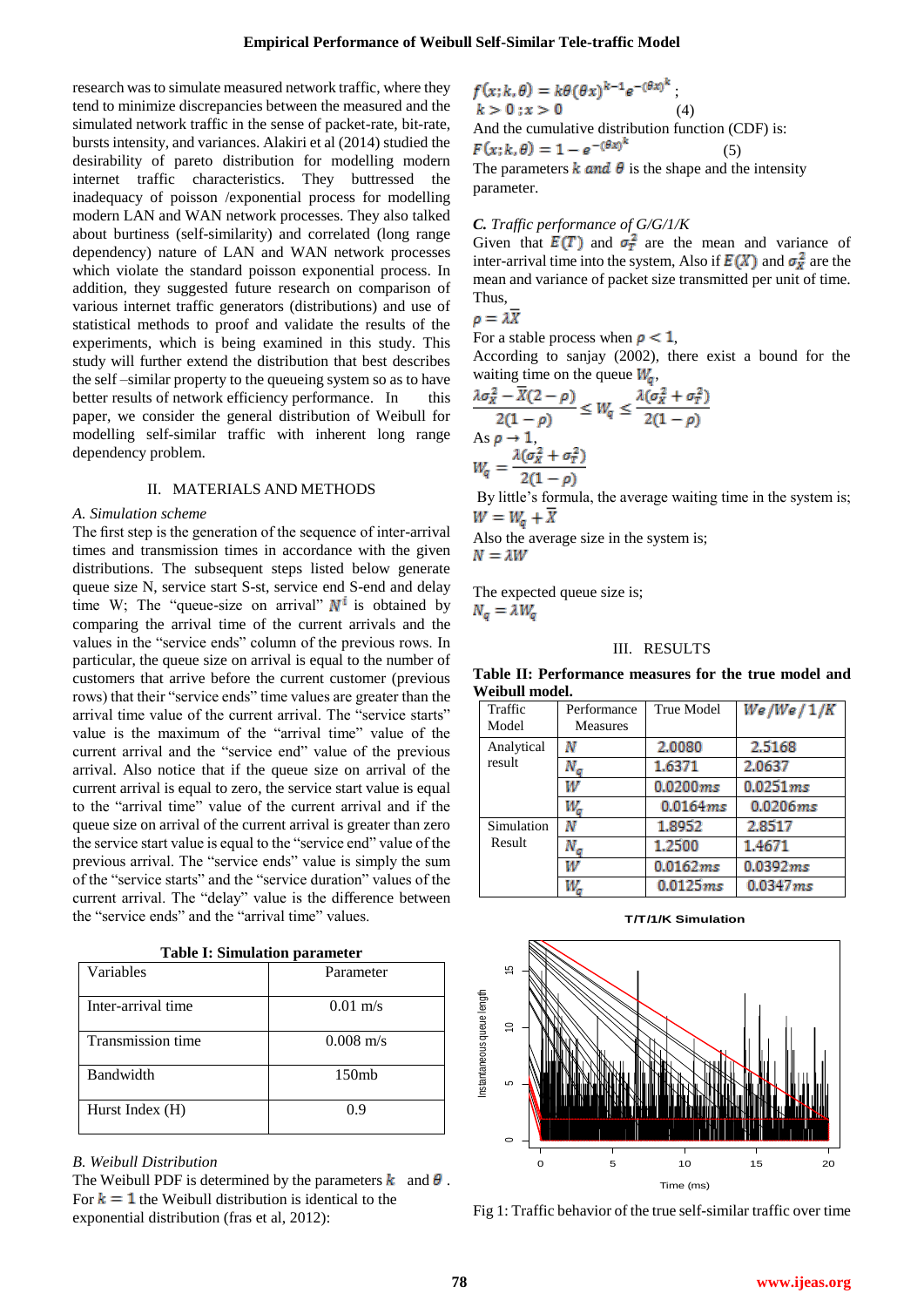research was to simulate measured network traffic, where they tend to minimize discrepancies between the measured and the simulated network traffic in the sense of packet-rate, bit-rate, bursts intensity, and variances. Alakiri et al (2014) studied the desirability of pareto distribution for modelling modern internet traffic characteristics. They buttressed the inadequacy of poisson /exponential process for modelling modern LAN and WAN network processes. They also talked about burtiness (self-similarity) and correlated (long range dependency) nature of LAN and WAN network processes which violate the standard poisson exponential process. In addition, they suggested future research on comparison of various internet traffic generators (distributions) and use of statistical methods to proof and validate the results of the experiments, which is being examined in this study. This study will further extend the distribution that best describes the self –similar property to the queueing system so as to have better results of network efficiency performance. In this paper, we consider the general distribution of Weibull for modelling self-similar traffic with inherent long range dependency problem.

## II. MATERIALS AND METHODS

### *A. Simulation scheme*

The first step is the generation of the sequence of inter-arrival times and transmission times in accordance with the given distributions. The subsequent steps listed below generate queue size N, service start S-st, service end S-end and delay time W; The "queue-size on arrival" $N^i$ is obtained by comparing the arrival time of the current arrivals and the values in the "service ends" column of the previous rows. In particular, the queue size on arrival is equal to the number of customers that arrive before the current customer (previous rows) that their "service ends" time values are greater than the arrival time value of the current arrival. The "service starts" value is the maximum of the "arrival time" value of the current arrival and the "service end" value of the previous arrival. Also notice that if the queue size on arrival of the current arrival is equal to zero, the service start value is equal to the "arrival time" value of the current arrival and if the queue size on arrival of the current arrival is greater than zero the service start value is equal to the "service end" value of the previous arrival. The "service ends" value is simply the sum of the "service starts" and the "service duration" values of the current arrival. The "delay" value is the difference between the "service ends" and the "arrival time" values.

**Table I: Simulation parameter**

| Variables | Parameter |
|---|---|
| Inter-arrival time | 0.01 m/s |
| Transmission time | 0.008 m/s |
| Bandwidth | 150mb |
| Hurst Index (H) | 0.9 |

### *B. Weibull Distribution*

The Weibull PDF is determined by the parameters $k$ and $\theta$. For $k = 1$ the Weibull distribution is identical to the exponential distribution (fras et al, 2012):

$$f(x;k,\theta) = k\theta(\theta x)^{k-1}e^{-(\theta x)^k};\quad k > 0 ; x > 0 \qquad (4)$$

And the cumulative distribution function (CDF) is:

$$F(x;k,\theta) = 1 - e^{-(\theta x)^k} \qquad (5)$$

The parameters $k$ and $\theta$ is the shape and the intensity parameter.

### *C. Traffic performance of G/G/1/K*

Given that $E(T)$ and $\sigma_T^2$ are the mean and variance of inter-arrival time into the system, Also if $E(X)$ and $\sigma_X^2$ are the mean and variance of packet size transmitted per unit of time. Thus,

$$\rho = \lambda\overline{X}$$

For a stable process when $\rho < 1$,

According to sanjay (2002), there exist a bound for the waiting time on the queue $W_q$,

$$\frac{\lambda\sigma_X^2 - \overline{X}(2-\rho)}{2(1-\rho)} \leq W_q \leq \frac{\lambda(\sigma_X^2 + \sigma_T^2)}{2(1-\rho)}$$

As $\rho \to 1$,

$$W_q = \frac{\lambda(\sigma_X^2 + \sigma_T^2)}{2(1-\rho)}$$

By little's formula, the average waiting time in the system is;

$$W = W_q + \overline{X}$$

Also the average size in the system is;

$$N = \lambda W$$

The expected queue size is;

$$N_q = \lambda W_q$$

## III. RESULTS

**Table II: Performance measures for the true model and Weibull model.**

| Traffic Model | Performance Measures | True Model | $We/We/1/K$ |
|---|---|---|---|
| Analytical result | $N$ | 2.0080 | 2.5168 |
| | $N_q$ | 1.6371 | 2.0637 |
| | $W$ | 0.0200$ms$ | 0.0251$ms$ |
| | $W_q$ | 0.0164$ms$ | 0.0206$ms$ |
| Simulation Result | $N$ | 1.8952 | 2.8517 |
| | $N_q$ | 1.2500 | 1.4671 |
| | $W$ | 0.0162$ms$ | 0.0392$ms$ |
| | $W_q$ | 0.0125$ms$ | 0.0347$ms$ |

Fig 1: Traffic behavior of the true self-similar traffic over time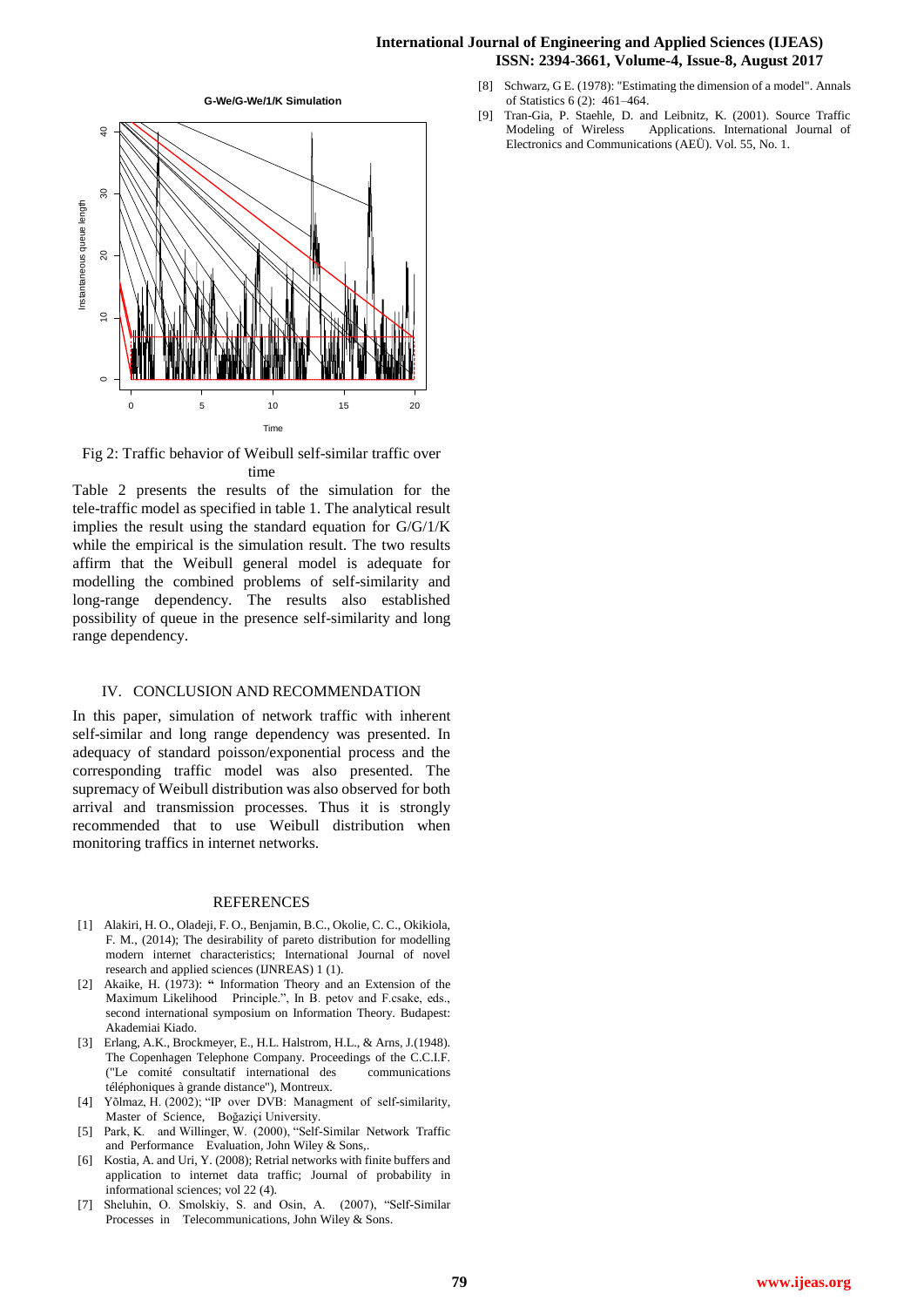G-We/G-We/1/K Simulation

Instantaneous queue length

0
10
20
30
40

0
5
10
15
20

Time

Fig 2: Traffic behavior of Weibull self-similar traffic over time

Table 2 presents the results of the simulation for the tele-traffic model as specified in table 1. The analytical result implies the result using the standard equation for G/G/1/K while the empirical is the simulation result. The two results affirm that the Weibull general model is adequate for modelling the combined problems of self-similarity and long-range dependency. The results also established possibility of queue in the presence self-similarity and long range dependency.

## IV. CONCLUSION AND RECOMMENDATION

In this paper, simulation of network traffic with inherent self-similar and long range dependency was presented. In adequacy of standard poisson/exponential process and the corresponding traffic model was also presented. The supremacy of Weibull distribution was also observed for both arrival and transmission processes. Thus it is strongly recommended that to use Weibull distribution when monitoring traffics in internet networks.

## REFERENCES

[1] Alakiri, H. O., Oladeji, F. O., Benjamin, B.C., Okolie, C. C., Okikiola, F. M., (2014); The desirability of pareto distribution for modelling modern internet characteristics; International Journal of novel research and applied sciences (IJNREAS) 1 (1).

[2] Akaike, H. (1973): " Information Theory and an Extension of the Maximum Likelihood Principle.", In B. petov and F.csake, eds., second international symposium on Information Theory. Budapest: Akademiai Kiado.

[3] Erlang, A.K., Brockmeyer, E., H.L. Halstrom, H.L., & Arns, J.(1948). The Copenhagen Telephone Company. Proceedings of the C.C.I.F. ("Le comité consultatif international des communications téléphoniques à grande distance"), Montreux.

[4] Yõlmaz, H. (2002); "IP over DVB: Managment of self-similarity, Master of Science, Boğaziçi University.

[5] Park, K. and Willinger, W. (2000), "Self-Similar Network Traffic and Performance Evaluation, John Wiley & Sons,.

[6] Kostia, A. and Uri, Y. (2008); Retrial networks with finite buffers and application to internet data traffic; Journal of probability in informational sciences; vol 22 (4).

[7] Sheluhin, O. Smolskiy, S. and Osin, A. (2007), "Self-Similar Processes in Telecommunications, John Wiley & Sons.

[8] Schwarz, G E. (1978): "Estimating the dimension of a model". Annals of Statistics 6 (2): 461–464.

[9] Tran-Gia, P. Staehle, D. and Leibnitz, K. (2001). Source Traffic Modeling of Wireless Applications. International Journal of Electronics and Communications (AEÜ). Vol. 55, No. 1.